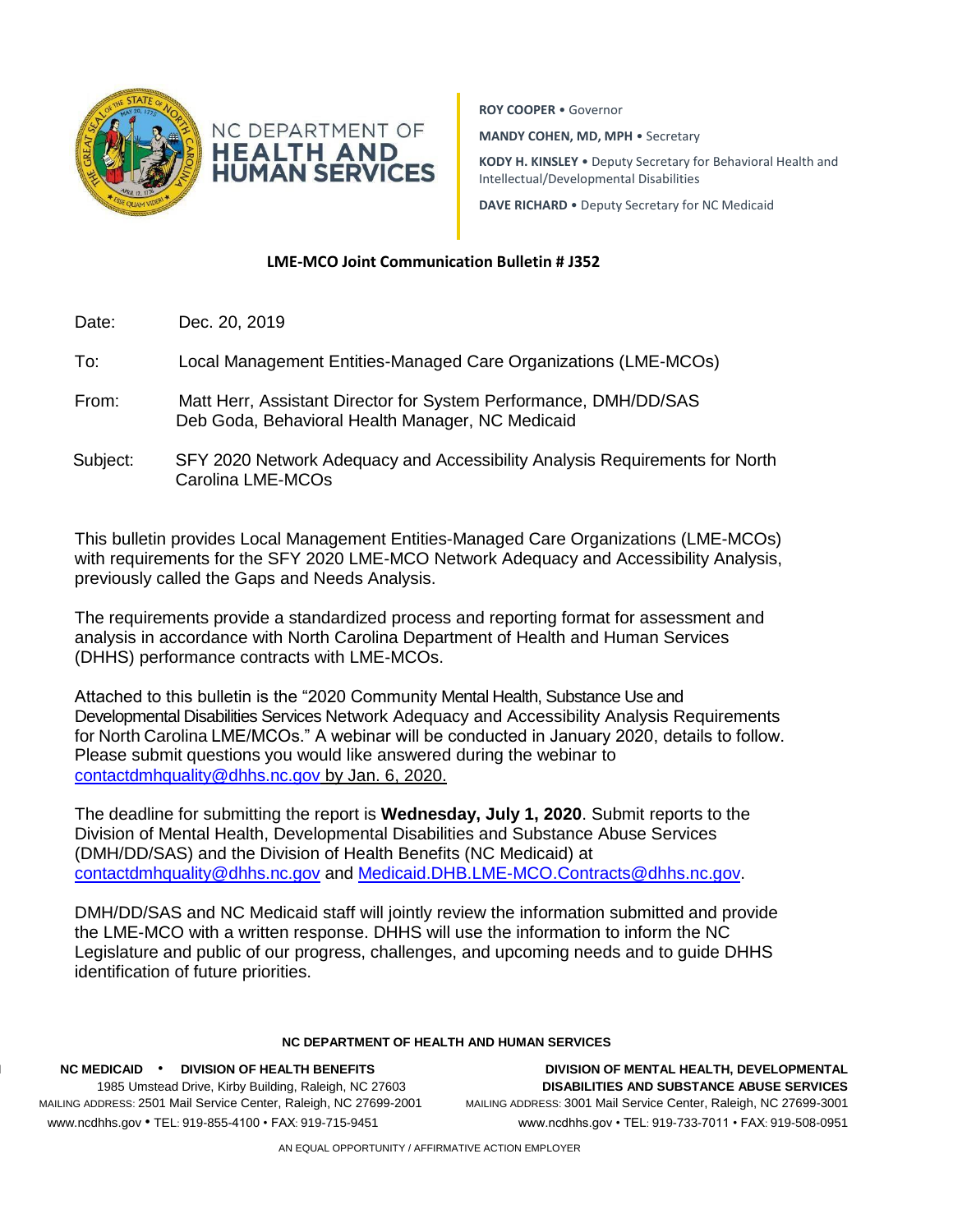NC DEPARTMENT OF
**HEALTH AND HUMAN SERVICES**

**ROY COOPER** • Governor

**MANDY COHEN, MD, MPH** • Secretary

**KODY H. KINSLEY** • Deputy Secretary for Behavioral Health and Intellectual/Developmental Disabilities

**DAVE RICHARD** • Deputy Secretary for NC Medicaid

**LME-MCO Joint Communication Bulletin # J352**

Date: Dec. 20, 2019

To: Local Management Entities-Managed Care Organizations (LME-MCOs)

From: Matt Herr, Assistant Director for System Performance, DMH/DD/SAS
Deb Goda, Behavioral Health Manager, NC Medicaid

Subject: SFY 2020 Network Adequacy and Accessibility Analysis Requirements for North Carolina LME-MCOs

This bulletin provides Local Management Entities-Managed Care Organizations (LME-MCOs) with requirements for the SFY 2020 LME-MCO Network Adequacy and Accessibility Analysis, previously called the Gaps and Needs Analysis.

The requirements provide a standardized process and reporting format for assessment and analysis in accordance with North Carolina Department of Health and Human Services (DHHS) performance contracts with LME-MCOs.

Attached to this bulletin is the "2020 Community Mental Health, Substance Use and Developmental Disabilities Services Network Adequacy and Accessibility Analysis Requirements for North Carolina LME/MCOs." A webinar will be conducted in January 2020, details to follow. Please submit questions you would like answered during the webinar to contactdmhquality@dhhs.nc.gov by Jan. 6, 2020.

The deadline for submitting the report is **Wednesday, July 1, 2020**. Submit reports to the Division of Mental Health, Developmental Disabilities and Substance Abuse Services (DMH/DD/SAS) and the Division of Health Benefits (NC Medicaid) at contactdmhquality@dhhs.nc.gov and Medicaid.DHB.LME-MCO.Contracts@dhhs.nc.gov.

DMH/DD/SAS and NC Medicaid staff will jointly review the information submitted and provide the LME-MCO with a written response. DHHS will use the information to inform the NC Legislature and public of our progress, challenges, and upcoming needs and to guide DHHS identification of future priorities.

**NC DEPARTMENT OF HEALTH AND HUMAN SERVICES**

**NC MEDICAID • DIVISION OF HEALTH BENEFITS**
1985 Umstead Drive, Kirby Building, Raleigh, NC 27603
MAILING ADDRESS: 2501 Mail Service Center, Raleigh, NC 27699-2001
www.ncdhhs.gov • TEL: 919-855-4100 • FAX: 919-715-9451

**DIVISION OF MENTAL HEALTH, DEVELOPMENTAL DISABILITIES AND SUBSTANCE ABUSE SERVICES**
MAILING ADDRESS: 3001 Mail Service Center, Raleigh, NC 27699-3001
www.ncdhhs.gov • TEL: 919-733-7011 • FAX: 919-508-0951

AN EQUAL OPPORTUNITY / AFFIRMATIVE ACTION EMPLOYER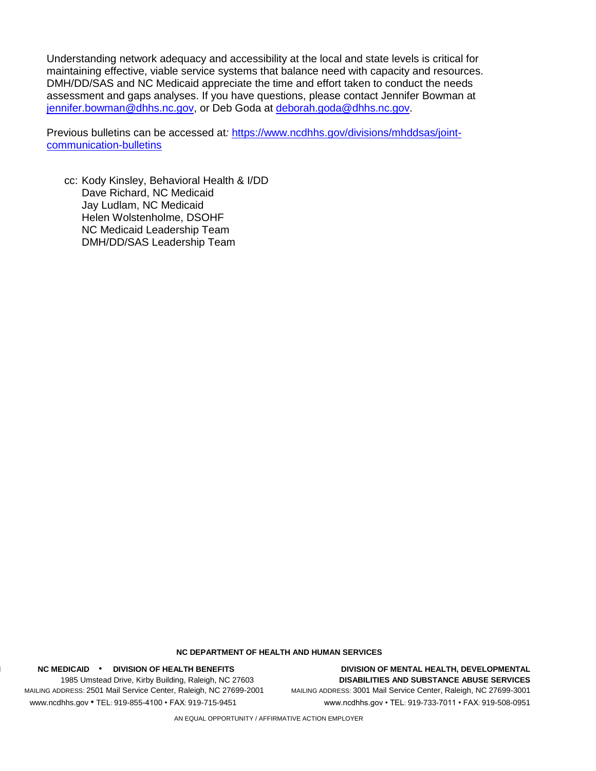Understanding network adequacy and accessibility at the local and state levels is critical for maintaining effective, viable service systems that balance need with capacity and resources. DMH/DD/SAS and NC Medicaid appreciate the time and effort taken to conduct the needs assessment and gaps analyses. If you have questions, please contact Jennifer Bowman at [jennifer.bowman@dhhs.nc.gov](mailto:jennifer.bowman@dhhs.nc.gov), or Deb Goda at [deborah.goda@dhhs.nc.gov](mailto:deborah.goda@dhhs.nc.gov).

Previous bulletins can be accessed at: [https://www.ncdhhs.gov/divisions/mhddsas/joint-communication-bulletins](https://www.ncdhhs.gov/divisions/mhddsas/joint-communication-bulletins)

cc: Kody Kinsley, Behavioral Health & I/DD
Dave Richard, NC Medicaid
Jay Ludlam, NC Medicaid
Helen Wolstenholme, DSOHF
NC Medicaid Leadership Team
DMH/DD/SAS Leadership Team